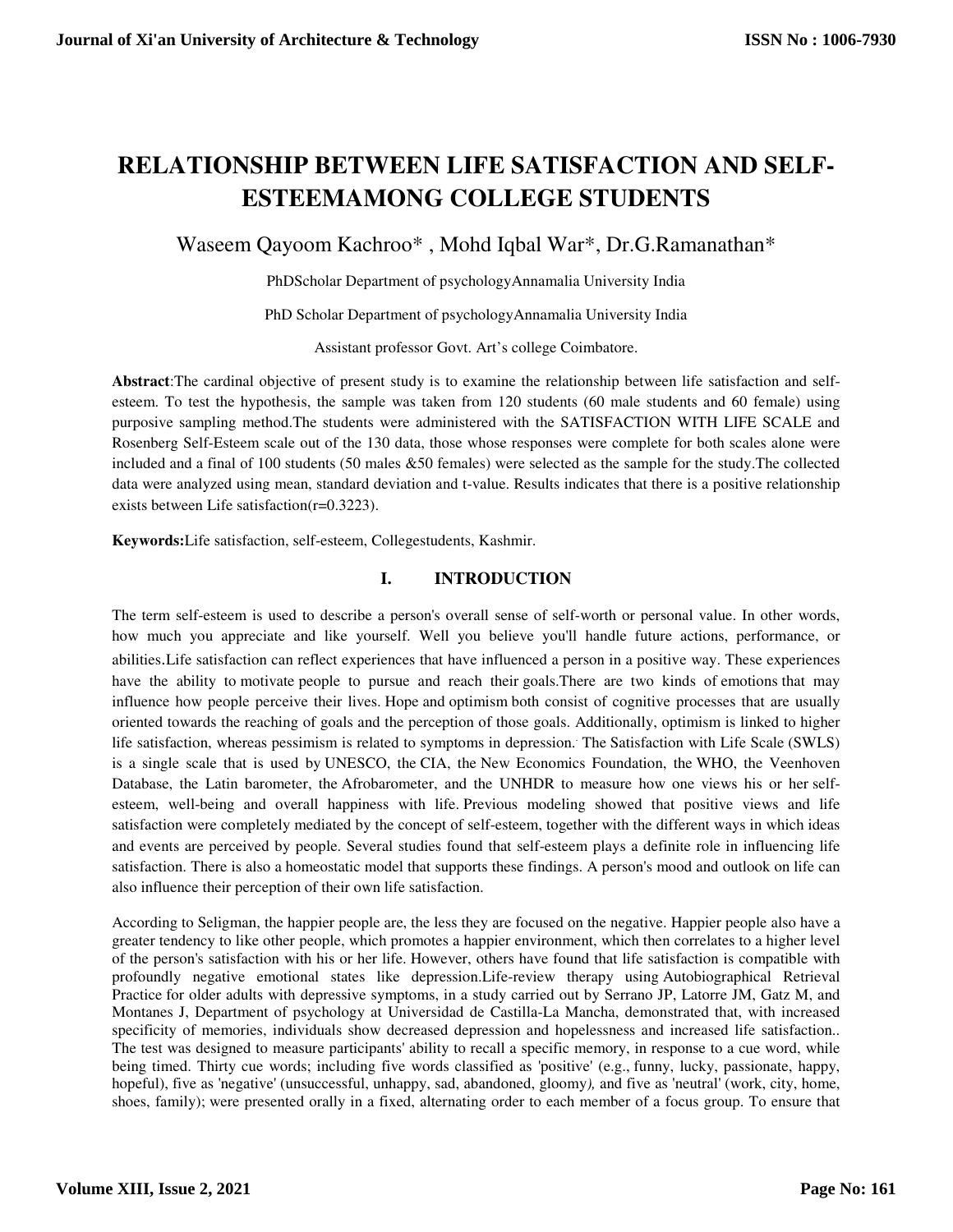# RELATIONSHIP BETWEEN LIFE SATISFACTION AND SELF-ESTEEMAMONG COLLEGE STUDENTS

Waseem Qayoom Kachroo* , Mohd Iqbal War*, Dr.G.Ramanathan*

PhDScholar Department of psychologyAnnamalia University India

PhD Scholar Department of psychologyAnnamalia University India

Assistant professor Govt. Art's college Coimbatore.

**Abstract**:The cardinal objective of present study is to examine the relationship between life satisfaction and self-esteem. To test the hypothesis, the sample was taken from 120 students (60 male students and 60 female) using purposive sampling method.The students were administered with the SATISFACTION WITH LIFE SCALE and Rosenberg Self-Esteem scale out of the 130 data, those whose responses were complete for both scales alone were included and a final of 100 students (50 males &50 females) were selected as the sample for the study.The collected data were analyzed using mean, standard deviation and t-value. Results indicates that there is a positive relationship exists between Life satisfaction(r=0.3223).

**Keywords:**Life satisfaction, self-esteem, Collegestudents, Kashmir.

## I. INTRODUCTION

The term self-esteem is used to describe a person's overall sense of self-worth or personal value. In other words, how much you appreciate and like yourself. Well you believe you'll handle future actions, performance, or abilities.Life satisfaction can reflect experiences that have influenced a person in a positive way. These experiences have the ability to motivate people to pursue and reach their goals.There are two kinds of emotions that may influence how people perceive their lives. Hope and optimism both consist of cognitive processes that are usually oriented towards the reaching of goals and the perception of those goals. Additionally, optimism is linked to higher life satisfaction, whereas pessimism is related to symptoms in depression.. The Satisfaction with Life Scale (SWLS) is a single scale that is used by UNESCO, the CIA, the New Economics Foundation, the WHO, the Veenhoven Database, the Latin barometer, the Afrobarometer, and the UNHDR to measure how one views his or her self-esteem, well-being and overall happiness with life. Previous modeling showed that positive views and life satisfaction were completely mediated by the concept of self-esteem, together with the different ways in which ideas and events are perceived by people. Several studies found that self-esteem plays a definite role in influencing life satisfaction. There is also a homeostatic model that supports these findings. A person's mood and outlook on life can also influence their perception of their own life satisfaction.

According to Seligman, the happier people are, the less they are focused on the negative. Happier people also have a greater tendency to like other people, which promotes a happier environment, which then correlates to a higher level of the person's satisfaction with his or her life. However, others have found that life satisfaction is compatible with profoundly negative emotional states like depression.Life-review therapy using Autobiographical Retrieval Practice for older adults with depressive symptoms, in a study carried out by Serrano JP, Latorre JM, Gatz M, and Montanes J, Department of psychology at Universidad de Castilla-La Mancha, demonstrated that, with increased specificity of memories, individuals show decreased depression and hopelessness and increased life satisfaction.. The test was designed to measure participants' ability to recall a specific memory, in response to a cue word, while being timed. Thirty cue words; including five words classified as 'positive' (e.g., funny, lucky, passionate, happy, hopeful), five as 'negative' (unsuccessful, unhappy, sad, abandoned, gloomy), and five as 'neutral' (work, city, home, shoes, family); were presented orally in a fixed, alternating order to each member of a focus group. To ensure that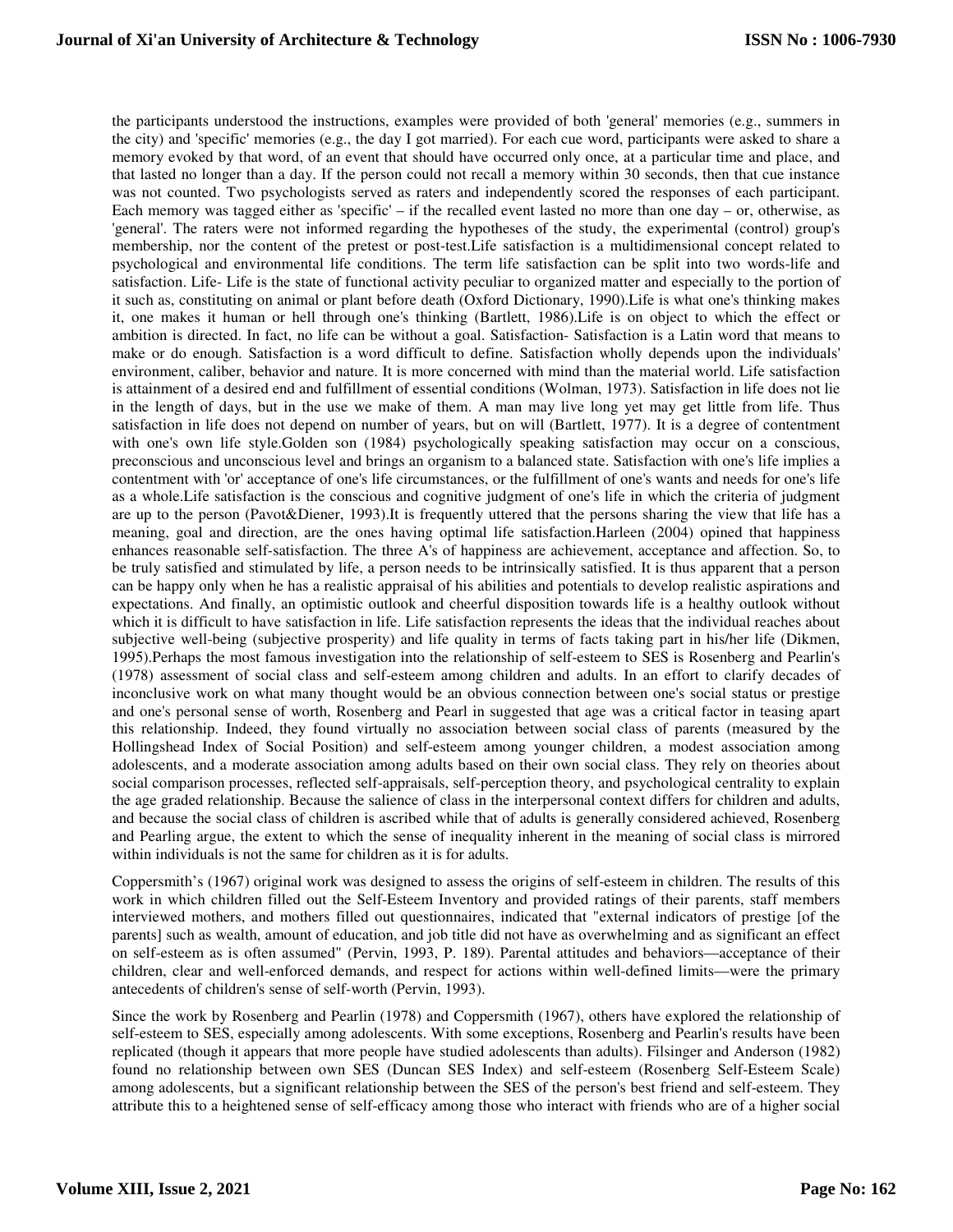the participants understood the instructions, examples were provided of both 'general' memories (e.g., summers in the city) and 'specific' memories (e.g., the day I got married). For each cue word, participants were asked to share a memory evoked by that word, of an event that should have occurred only once, at a particular time and place, and that lasted no longer than a day. If the person could not recall a memory within 30 seconds, then that cue instance was not counted. Two psychologists served as raters and independently scored the responses of each participant. Each memory was tagged either as 'specific' – if the recalled event lasted no more than one day – or, otherwise, as 'general'. The raters were not informed regarding the hypotheses of the study, the experimental (control) group's membership, nor the content of the pretest or post-test.Life satisfaction is a multidimensional concept related to psychological and environmental life conditions. The term life satisfaction can be split into two words-life and satisfaction. Life- Life is the state of functional activity peculiar to organized matter and especially to the portion of it such as, constituting on animal or plant before death (Oxford Dictionary, 1990).Life is what one's thinking makes it, one makes it human or hell through one's thinking (Bartlett, 1986).Life is on object to which the effect or ambition is directed. In fact, no life can be without a goal. Satisfaction- Satisfaction is a Latin word that means to make or do enough. Satisfaction is a word difficult to define. Satisfaction wholly depends upon the individuals' environment, caliber, behavior and nature. It is more concerned with mind than the material world. Life satisfaction is attainment of a desired end and fulfillment of essential conditions (Wolman, 1973). Satisfaction in life does not lie in the length of days, but in the use we make of them. A man may live long yet may get little from life. Thus satisfaction in life does not depend on number of years, but on will (Bartlett, 1977). It is a degree of contentment with one's own life style.Golden son (1984) psychologically speaking satisfaction may occur on a conscious, preconscious and unconscious level and brings an organism to a balanced state. Satisfaction with one's life implies a contentment with 'or' acceptance of one's life circumstances, or the fulfillment of one's wants and needs for one's life as a whole.Life satisfaction is the conscious and cognitive judgment of one's life in which the criteria of judgment are up to the person (Pavot&Diener, 1993).It is frequently uttered that the persons sharing the view that life has a meaning, goal and direction, are the ones having optimal life satisfaction.Harleen (2004) opined that happiness enhances reasonable self-satisfaction. The three A's of happiness are achievement, acceptance and affection. So, to be truly satisfied and stimulated by life, a person needs to be intrinsically satisfied. It is thus apparent that a person can be happy only when he has a realistic appraisal of his abilities and potentials to develop realistic aspirations and expectations. And finally, an optimistic outlook and cheerful disposition towards life is a healthy outlook without which it is difficult to have satisfaction in life. Life satisfaction represents the ideas that the individual reaches about subjective well-being (subjective prosperity) and life quality in terms of facts taking part in his/her life (Dikmen, 1995).Perhaps the most famous investigation into the relationship of self-esteem to SES is Rosenberg and Pearlin's (1978) assessment of social class and self-esteem among children and adults. In an effort to clarify decades of inconclusive work on what many thought would be an obvious connection between one's social status or prestige and one's personal sense of worth, Rosenberg and Pearl in suggested that age was a critical factor in teasing apart this relationship. Indeed, they found virtually no association between social class of parents (measured by the Hollingshead Index of Social Position) and self-esteem among younger children, a modest association among adolescents, and a moderate association among adults based on their own social class. They rely on theories about social comparison processes, reflected self-appraisals, self-perception theory, and psychological centrality to explain the age graded relationship. Because the salience of class in the interpersonal context differs for children and adults, and because the social class of children is ascribed while that of adults is generally considered achieved, Rosenberg and Pearling argue, the extent to which the sense of inequality inherent in the meaning of social class is mirrored within individuals is not the same for children as it is for adults.

Coppersmith's (1967) original work was designed to assess the origins of self-esteem in children. The results of this work in which children filled out the Self-Esteem Inventory and provided ratings of their parents, staff members interviewed mothers, and mothers filled out questionnaires, indicated that "external indicators of prestige [of the parents] such as wealth, amount of education, and job title did not have as overwhelming and as significant an effect on self-esteem as is often assumed" (Pervin, 1993, P. 189). Parental attitudes and behaviors—acceptance of their children, clear and well-enforced demands, and respect for actions within well-defined limits—were the primary antecedents of children's sense of self-worth (Pervin, 1993).

Since the work by Rosenberg and Pearlin (1978) and Coppersmith (1967), others have explored the relationship of self-esteem to SES, especially among adolescents. With some exceptions, Rosenberg and Pearlin's results have been replicated (though it appears that more people have studied adolescents than adults). Filsinger and Anderson (1982) found no relationship between own SES (Duncan SES Index) and self-esteem (Rosenberg Self-Esteem Scale) among adolescents, but a significant relationship between the SES of the person's best friend and self-esteem. They attribute this to a heightened sense of self-efficacy among those who interact with friends who are of a higher social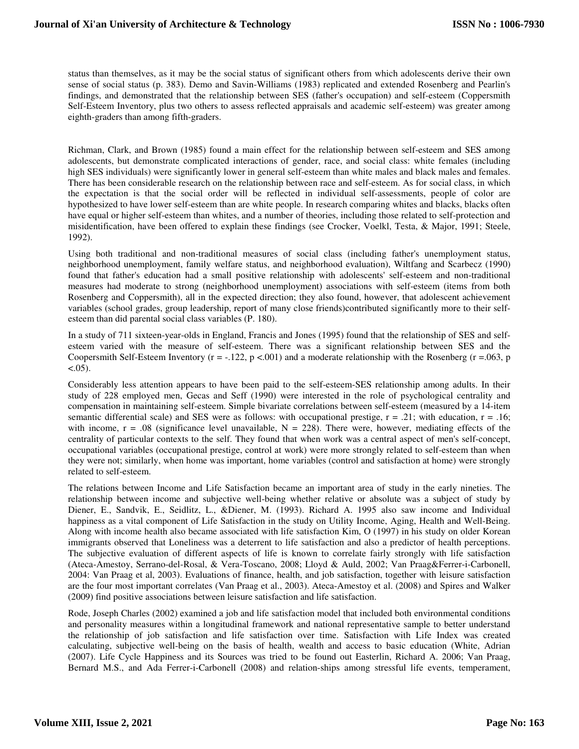status than themselves, as it may be the social status of significant others from which adolescents derive their own sense of social status (p. 383). Demo and Savin-Williams (1983) replicated and extended Rosenberg and Pearlin's findings, and demonstrated that the relationship between SES (father's occupation) and self-esteem (Coppersmith Self-Esteem Inventory, plus two others to assess reflected appraisals and academic self-esteem) was greater among eighth-graders than among fifth-graders.

Richman, Clark, and Brown (1985) found a main effect for the relationship between self-esteem and SES among adolescents, but demonstrate complicated interactions of gender, race, and social class: white females (including high SES individuals) were significantly lower in general self-esteem than white males and black males and females. There has been considerable research on the relationship between race and self-esteem. As for social class, in which the expectation is that the social order will be reflected in individual self-assessments, people of color are hypothesized to have lower self-esteem than are white people. In research comparing whites and blacks, blacks often have equal or higher self-esteem than whites, and a number of theories, including those related to self-protection and misidentification, have been offered to explain these findings (see Crocker, Voelkl, Testa, & Major, 1991; Steele, 1992).

Using both traditional and non-traditional measures of social class (including father's unemployment status, neighborhood unemployment, family welfare status, and neighborhood evaluation), Wiltfang and Scarbecz (1990) found that father's education had a small positive relationship with adolescents' self-esteem and non-traditional measures had moderate to strong (neighborhood unemployment) associations with self-esteem (items from both Rosenberg and Coppersmith), all in the expected direction; they also found, however, that adolescent achievement variables (school grades, group leadership, report of many close friends)contributed significantly more to their self-esteem than did parental social class variables (P. 180).

In a study of 711 sixteen-year-olds in England, Francis and Jones (1995) found that the relationship of SES and self-esteem varied with the measure of self-esteem. There was a significant relationship between SES and the Coopersmith Self-Esteem Inventory ($r = -.122$, $p <.001$) and a moderate relationship with the Rosenberg ($r =.063$, $p <.05$).

Considerably less attention appears to have been paid to the self-esteem-SES relationship among adults. In their study of 228 employed men, Gecas and Seff (1990) were interested in the role of psychological centrality and compensation in maintaining self-esteem. Simple bivariate correlations between self-esteem (measured by a 14-item semantic differential scale) and SES were as follows: with occupational prestige, $r = .21$; with education, $r = .16$; with income, $r = .08$ (significance level unavailable, $N = 228$). There were, however, mediating effects of the centrality of particular contexts to the self. They found that when work was a central aspect of men's self-concept, occupational variables (occupational prestige, control at work) were more strongly related to self-esteem than when they were not; similarly, when home was important, home variables (control and satisfaction at home) were strongly related to self-esteem.

The relations between Income and Life Satisfaction became an important area of study in the early nineties. The relationship between income and subjective well-being whether relative or absolute was a subject of study by Diener, E., Sandvik, E., Seidlitz, L., &Diener, M. (1993). Richard A. 1995 also saw income and Individual happiness as a vital component of Life Satisfaction in the study on Utility Income, Aging, Health and Well-Being. Along with income health also became associated with life satisfaction Kim, O (1997) in his study on older Korean immigrants observed that Loneliness was a deterrent to life satisfaction and also a predictor of health perceptions. The subjective evaluation of different aspects of life is known to correlate fairly strongly with life satisfaction (Ateca-Amestoy, Serrano-del-Rosal, & Vera-Toscano, 2008; Lloyd & Auld, 2002; Van Praag&Ferrer-i-Carbonell, 2004: Van Praag et al, 2003). Evaluations of finance, health, and job satisfaction, together with leisure satisfaction are the four most important correlates (Van Praag et al., 2003). Ateca-Amestoy et al. (2008) and Spires and Walker (2009) find positive associations between leisure satisfaction and life satisfaction.

Rode, Joseph Charles (2002) examined a job and life satisfaction model that included both environmental conditions and personality measures within a longitudinal framework and national representative sample to better understand the relationship of job satisfaction and life satisfaction over time. Satisfaction with Life Index was created calculating, subjective well-being on the basis of health, wealth and access to basic education (White, Adrian (2007). Life Cycle Happiness and its Sources was tried to be found out Easterlin, Richard A. 2006; Van Praag, Bernard M.S., and Ada Ferrer-i-Carbonell (2008) and relation-ships among stressful life events, temperament,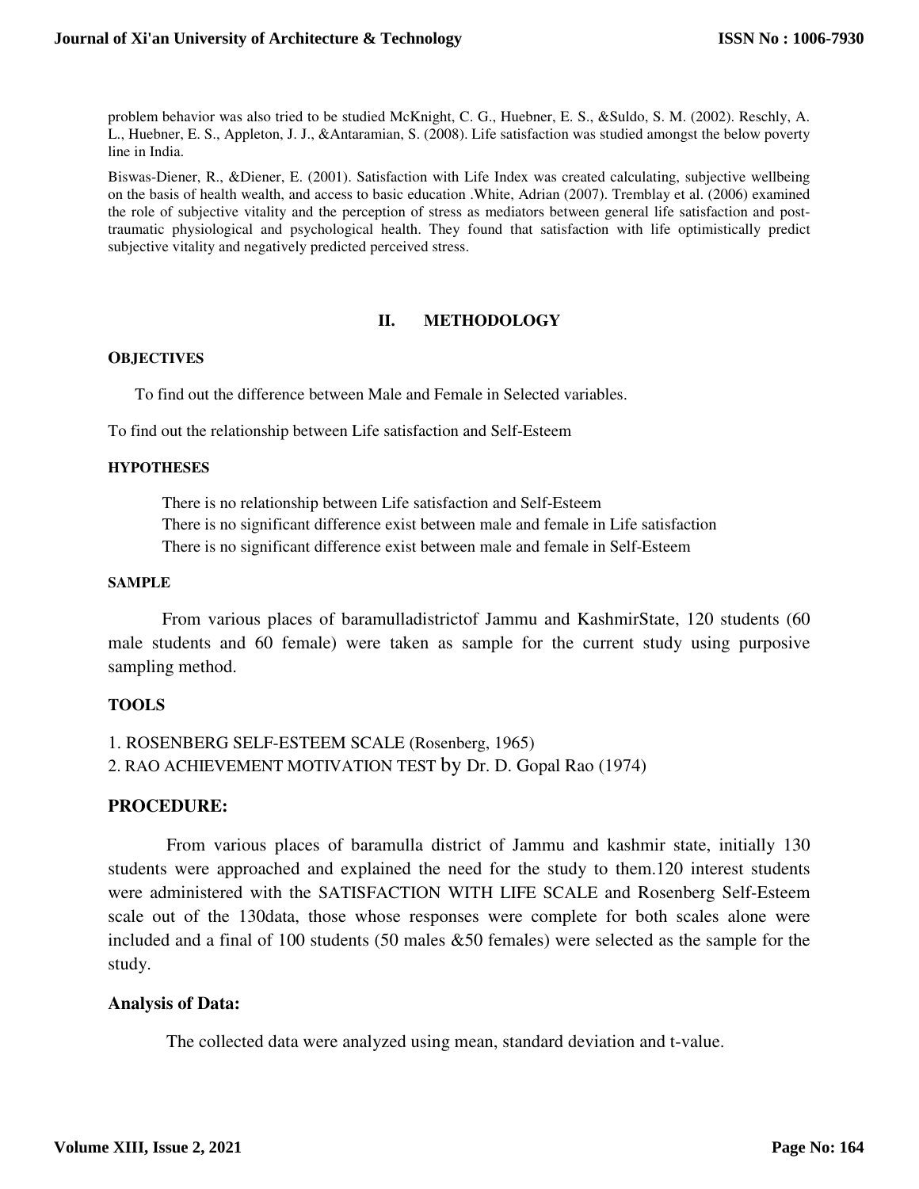problem behavior was also tried to be studied McKnight, C. G., Huebner, E. S., &Suldo, S. M. (2002). Reschly, A. L., Huebner, E. S., Appleton, J. J., &Antaramian, S. (2008). Life satisfaction was studied amongst the below poverty line in India.

Biswas-Diener, R., &Diener, E. (2001). Satisfaction with Life Index was created calculating, subjective wellbeing on the basis of health wealth, and access to basic education .White, Adrian (2007). Tremblay et al. (2006) examined the role of subjective vitality and the perception of stress as mediators between general life satisfaction and post-traumatic physiological and psychological health. They found that satisfaction with life optimistically predict subjective vitality and negatively predicted perceived stress.

## II. METHODOLOGY

### OBJECTIVES

To find out the difference between Male and Female in Selected variables.

To find out the relationship between Life satisfaction and Self-Esteem

### HYPOTHESES

There is no relationship between Life satisfaction and Self-Esteem
There is no significant difference exist between male and female in Life satisfaction
There is no significant difference exist between male and female in Self-Esteem

### SAMPLE

From various places of baramulladistrictof Jammu and KashmirState, 120 students (60 male students and 60 female) were taken as sample for the current study using purposive sampling method.

### TOOLS

1. ROSENBERG SELF-ESTEEM SCALE (Rosenberg, 1965)
2. RAO ACHIEVEMENT MOTIVATION TEST by Dr. D. Gopal Rao (1974)

### PROCEDURE:

From various places of baramulla district of Jammu and kashmir state, initially 130 students were approached and explained the need for the study to them.120 interest students were administered with the SATISFACTION WITH LIFE SCALE and Rosenberg Self-Esteem scale out of the 130data, those whose responses were complete for both scales alone were included and a final of 100 students (50 males &50 females) were selected as the sample for the study.

### Analysis of Data:

The collected data were analyzed using mean, standard deviation and t-value.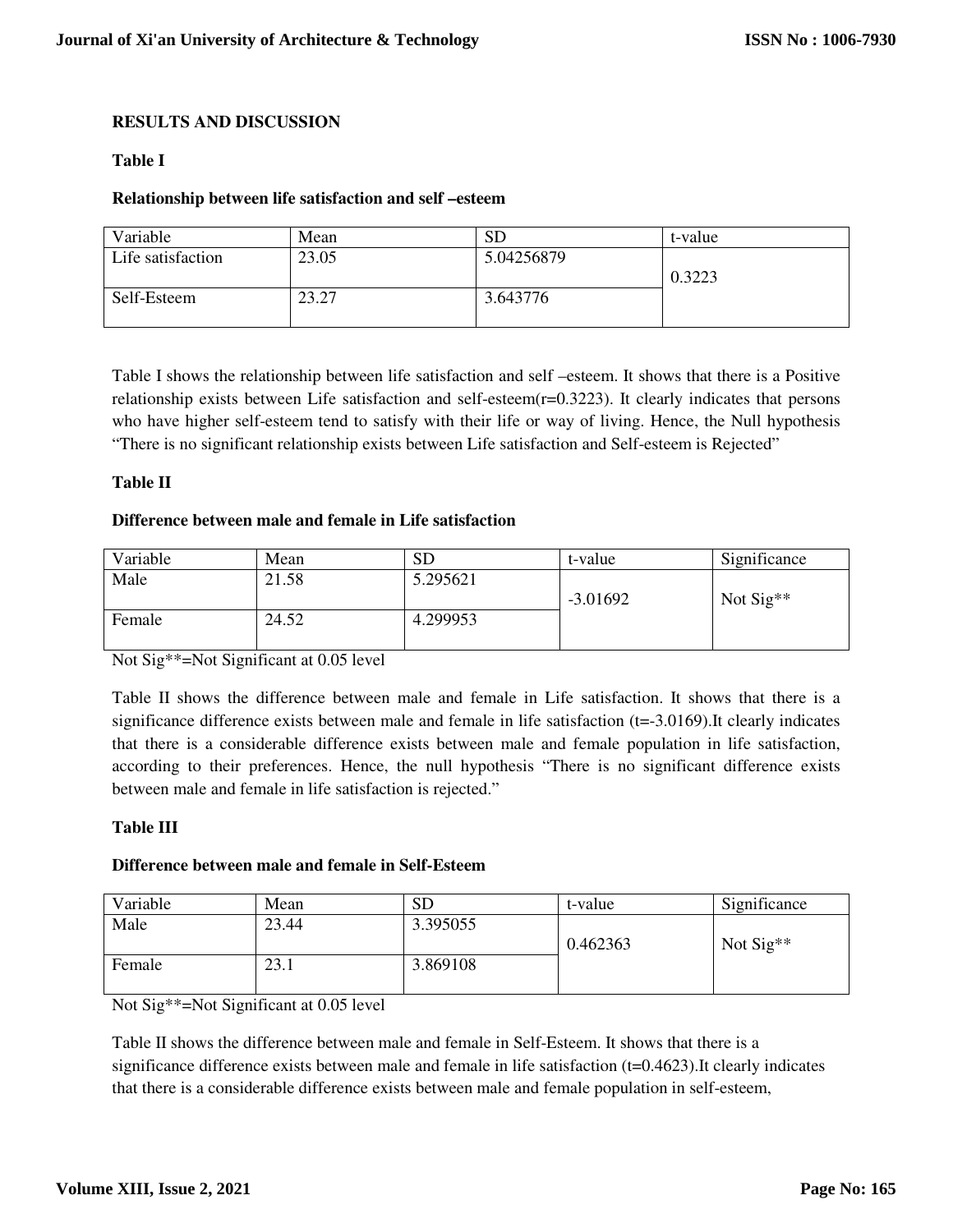## RESULTS AND DISCUSSION

### Table I

**Relationship between life satisfaction and self –esteem**

| Variable | Mean | SD | t-value |
|---|---|---|---|
| Life satisfaction | 23.05 | 5.04256879 | 0.3223 |
| Self-Esteem | 23.27 | 3.643776 | |

Table I shows the relationship between life satisfaction and self –esteem. It shows that there is a Positive relationship exists between Life satisfaction and self-esteem(r=0.3223). It clearly indicates that persons who have higher self-esteem tend to satisfy with their life or way of living. Hence, the Null hypothesis "There is no significant relationship exists between Life satisfaction and Self-esteem is Rejected"

### Table II

**Difference between male and female in Life satisfaction**

| Variable | Mean | SD | t-value | Significance |
|---|---|---|---|---|
| Male | 21.58 | 5.295621 | -3.01692 | Not Sig** |
| Female | 24.52 | 4.299953 | | |

Not Sig**=Not Significant at 0.05 level

Table II shows the difference between male and female in Life satisfaction. It shows that there is a significance difference exists between male and female in life satisfaction (t=-3.0169).It clearly indicates that there is a considerable difference exists between male and female population in life satisfaction, according to their preferences. Hence, the null hypothesis "There is no significant difference exists between male and female in life satisfaction is rejected."

### Table III

**Difference between male and female in Self-Esteem**

| Variable | Mean | SD | t-value | Significance |
|---|---|---|---|---|
| Male | 23.44 | 3.395055 | 0.462363 | Not Sig** |
| Female | 23.1 | 3.869108 | | |

Not Sig**=Not Significant at 0.05 level

Table II shows the difference between male and female in Self-Esteem. It shows that there is a significance difference exists between male and female in life satisfaction (t=0.4623).It clearly indicates that there is a considerable difference exists between male and female population in self-esteem,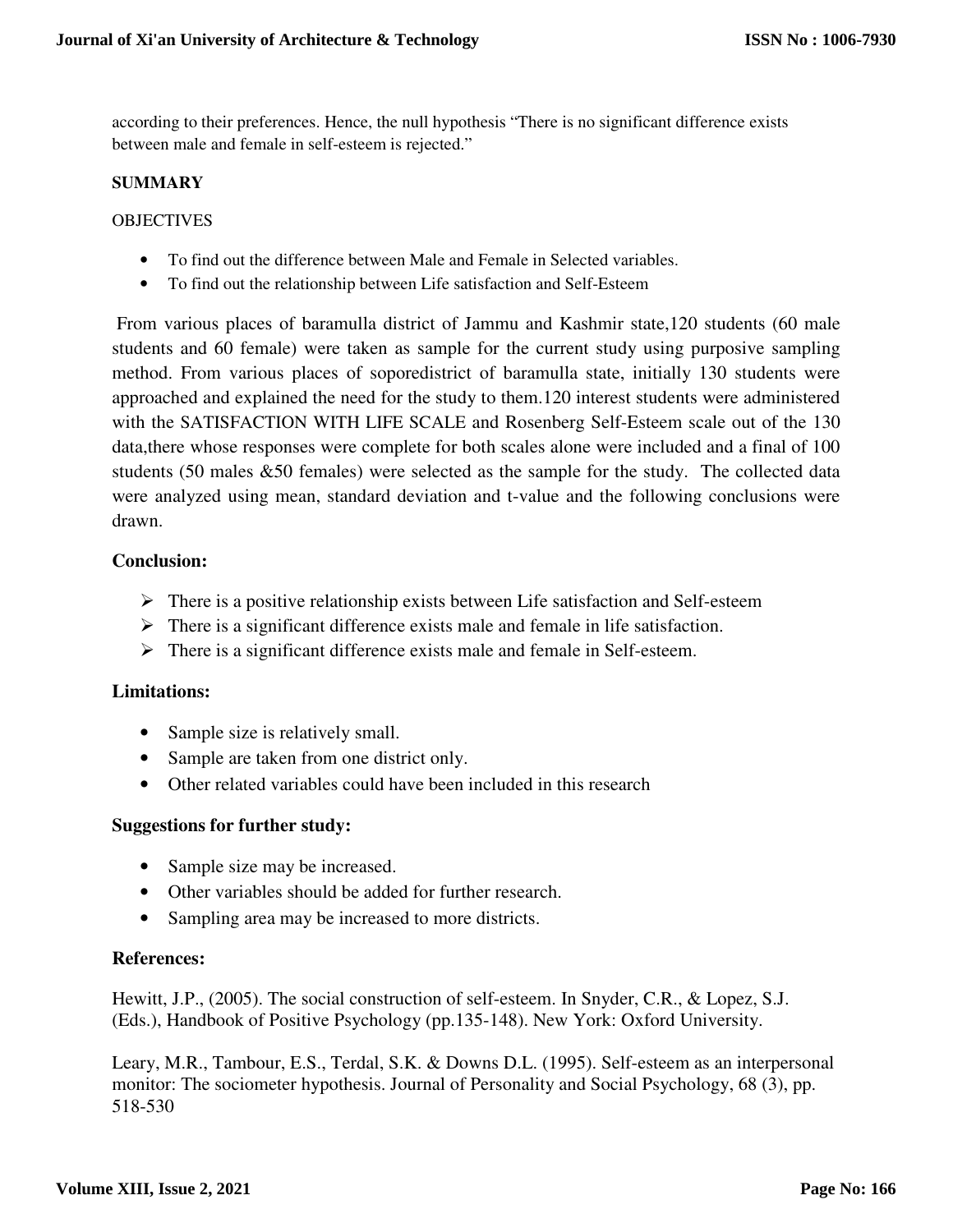according to their preferences. Hence, the null hypothesis “There is no significant difference exists between male and female in self-esteem is rejected.”

## SUMMARY

OBJECTIVES

- To find out the difference between Male and Female in Selected variables.
- To find out the relationship between Life satisfaction and Self-Esteem

From various places of baramulla district of Jammu and Kashmir state,120 students (60 male students and 60 female) were taken as sample for the current study using purposive sampling method. From various places of soporedistrict of baramulla state, initially 130 students were approached and explained the need for the study to them.120 interest students were administered with the SATISFACTION WITH LIFE SCALE and Rosenberg Self-Esteem scale out of the 130 data,there whose responses were complete for both scales alone were included and a final of 100 students (50 males &50 females) were selected as the sample for the study. The collected data were analyzed using mean, standard deviation and t-value and the following conclusions were drawn.

### Conclusion:

- There is a positive relationship exists between Life satisfaction and Self-esteem
- There is a significant difference exists male and female in life satisfaction.
- There is a significant difference exists male and female in Self-esteem.

### Limitations:

- Sample size is relatively small.
- Sample are taken from one district only.
- Other related variables could have been included in this research

### Suggestions for further study:

- Sample size may be increased.
- Other variables should be added for further research.
- Sampling area may be increased to more districts.

### References:

Hewitt, J.P., (2005). The social construction of self-esteem. In Snyder, C.R., & Lopez, S.J. (Eds.), Handbook of Positive Psychology (pp.135-148). New York: Oxford University.

Leary, M.R., Tambour, E.S., Terdal, S.K. & Downs D.L. (1995). Self-esteem as an interpersonal monitor: The sociometer hypothesis. Journal of Personality and Social Psychology, 68 (3), pp. 518-530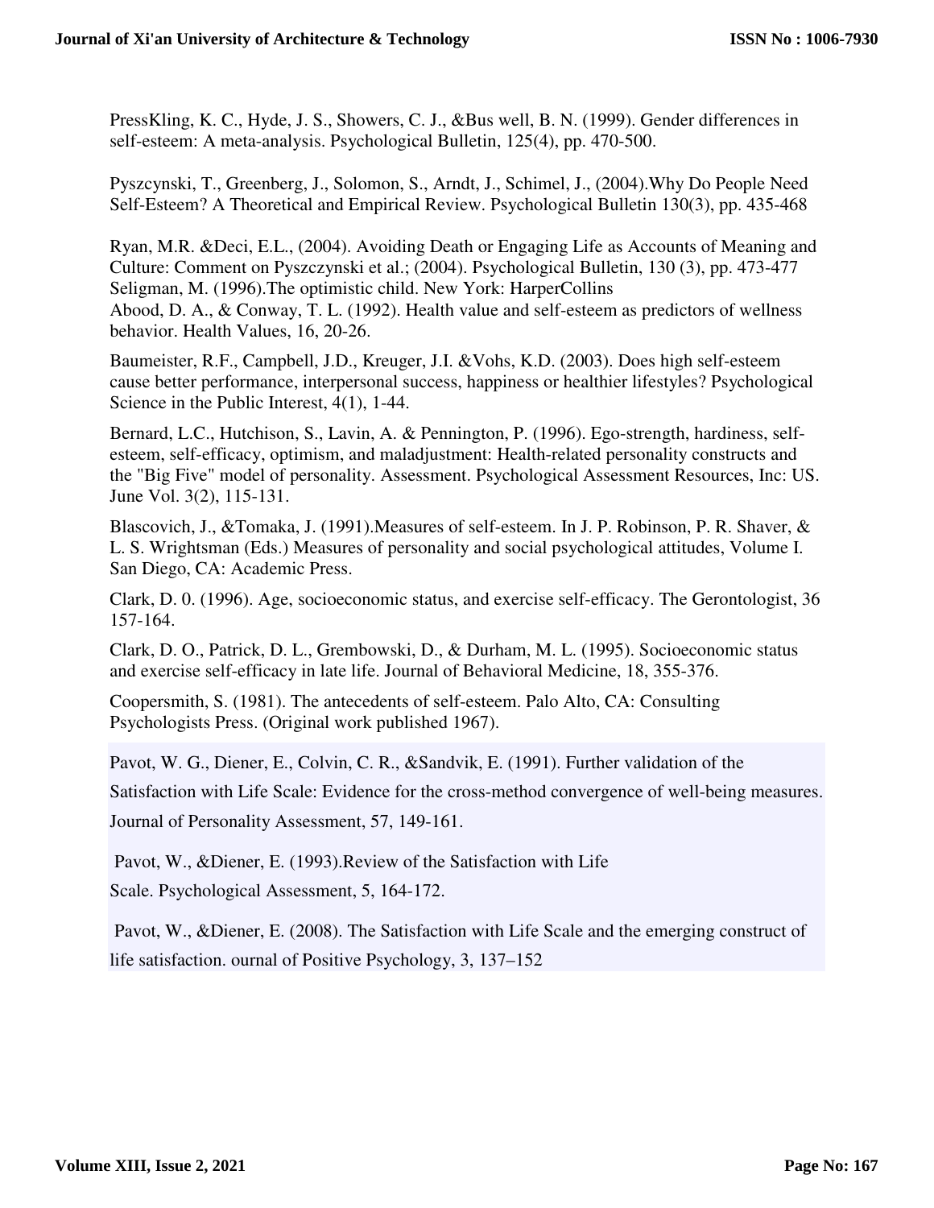PressKling, K. C., Hyde, J. S., Showers, C. J., &Bus well, B. N. (1999). Gender differences in self-esteem: A meta-analysis. Psychological Bulletin, 125(4), pp. 470-500.

Pyszcynski, T., Greenberg, J., Solomon, S., Arndt, J., Schimel, J., (2004).Why Do People Need Self-Esteem? A Theoretical and Empirical Review. Psychological Bulletin 130(3), pp. 435-468

Ryan, M.R. &Deci, E.L., (2004). Avoiding Death or Engaging Life as Accounts of Meaning and Culture: Comment on Pyszczynski et al.; (2004). Psychological Bulletin, 130 (3), pp. 473-477
Seligman, M. (1996).The optimistic child. New York: HarperCollins
Abood, D. A., & Conway, T. L. (1992). Health value and self-esteem as predictors of wellness behavior. Health Values, 16, 20-26.

Baumeister, R.F., Campbell, J.D., Kreuger, J.I. &Vohs, K.D. (2003). Does high self-esteem cause better performance, interpersonal success, happiness or healthier lifestyles? Psychological Science in the Public Interest, 4(1), 1-44.

Bernard, L.C., Hutchison, S., Lavin, A. & Pennington, P. (1996). Ego-strength, hardiness, self-esteem, self-efficacy, optimism, and maladjustment: Health-related personality constructs and the "Big Five" model of personality. Assessment. Psychological Assessment Resources, Inc: US. June Vol. 3(2), 115-131.

Blascovich, J., &Tomaka, J. (1991).Measures of self-esteem. In J. P. Robinson, P. R. Shaver, & L. S. Wrightsman (Eds.) Measures of personality and social psychological attitudes, Volume I. San Diego, CA: Academic Press.

Clark, D. 0. (1996). Age, socioeconomic status, and exercise self-efficacy. The Gerontologist, 36 157-164.

Clark, D. O., Patrick, D. L., Grembowski, D., & Durham, M. L. (1995). Socioeconomic status and exercise self-efficacy in late life. Journal of Behavioral Medicine, 18, 355-376.

Coopersmith, S. (1981). The antecedents of self-esteem. Palo Alto, CA: Consulting Psychologists Press. (Original work published 1967).

Pavot, W. G., Diener, E., Colvin, C. R., &Sandvik, E. (1991). Further validation of the Satisfaction with Life Scale: Evidence for the cross-method convergence of well-being measures. Journal of Personality Assessment, 57, 149-161.

Pavot, W., &Diener, E. (1993).Review of the Satisfaction with Life Scale. Psychological Assessment, 5, 164-172.

Pavot, W., &Diener, E. (2008). The Satisfaction with Life Scale and the emerging construct of life satisfaction. ournal of Positive Psychology, 3, 137–152